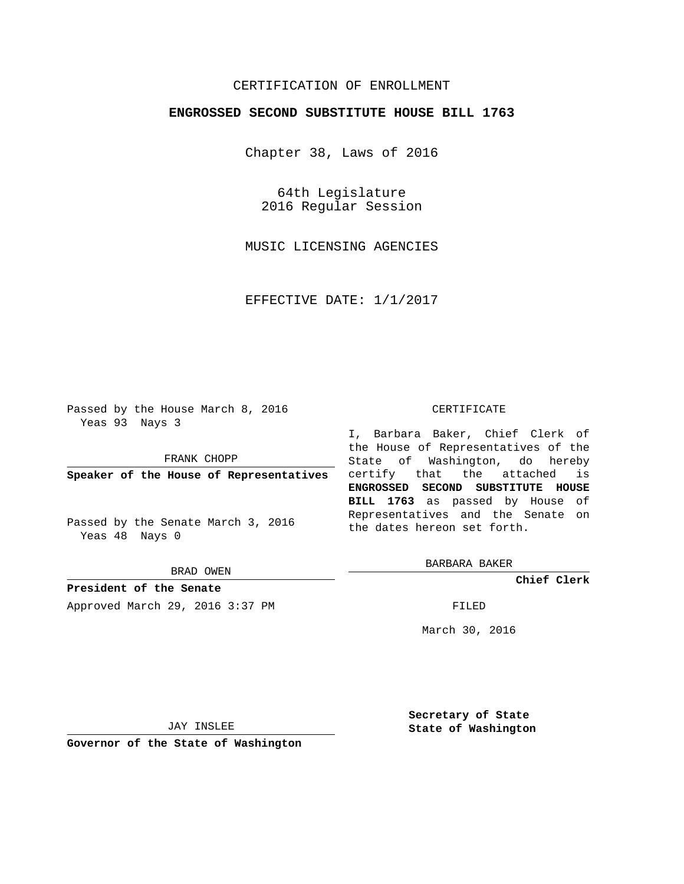CERTIFICATION OF ENROLLMENT

**ENGROSSED SECOND SUBSTITUTE HOUSE BILL 1763**

Chapter 38, Laws of 2016

64th Legislature
2016 Regular Session

MUSIC LICENSING AGENCIES

EFFECTIVE DATE: 1/1/2017

Passed by the House March 8, 2016
Yeas 93 Nays 3

FRANK CHOPP

**Speaker of the House of Representatives**

Passed by the Senate March 3, 2016
Yeas 48 Nays 0

BRAD OWEN

**President of the Senate**

Approved March 29, 2016 3:37 PM

JAY INSLEE

**Governor of the State of Washington**

CERTIFICATE

I, Barbara Baker, Chief Clerk of the House of Representatives of the State of Washington, do hereby certify that the attached is **ENGROSSED SECOND SUBSTITUTE HOUSE BILL 1763** as passed by House of Representatives and the Senate on the dates hereon set forth.

BARBARA BAKER

**Chief Clerk**

FILED

March 30, 2016

**Secretary of State**
**State of Washington**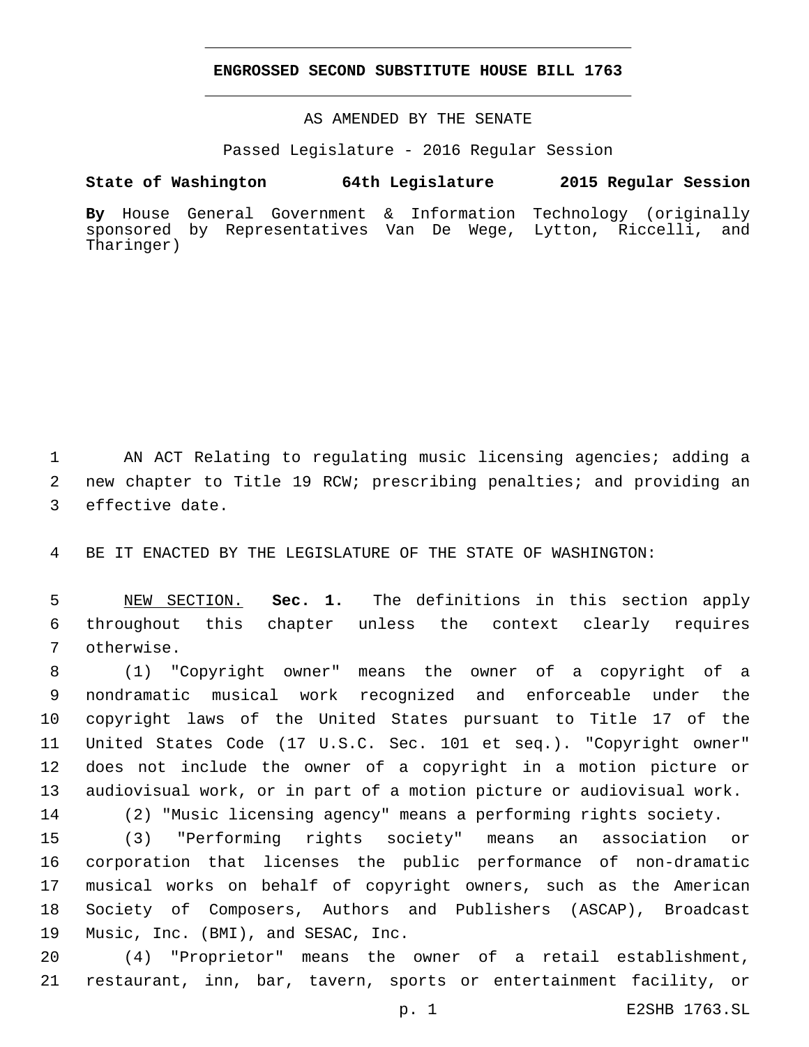**ENGROSSED SECOND SUBSTITUTE HOUSE BILL 1763**

AS AMENDED BY THE SENATE

Passed Legislature - 2016 Regular Session

**State of Washington 64th Legislature 2015 Regular Session**

**By** House General Government & Information Technology (originally sponsored by Representatives Van De Wege, Lytton, Riccelli, and Tharinger)

AN ACT Relating to regulating music licensing agencies; adding a new chapter to Title 19 RCW; prescribing penalties; and providing an effective date.

BE IT ENACTED BY THE LEGISLATURE OF THE STATE OF WASHINGTON:

NEW SECTION. **Sec. 1.** The definitions in this section apply throughout this chapter unless the context clearly requires otherwise.

(1) "Copyright owner" means the owner of a copyright of a nondramatic musical work recognized and enforceable under the copyright laws of the United States pursuant to Title 17 of the United States Code (17 U.S.C. Sec. 101 et seq.). "Copyright owner" does not include the owner of a copyright in a motion picture or audiovisual work, or in part of a motion picture or audiovisual work.

(2) "Music licensing agency" means a performing rights society.

(3) "Performing rights society" means an association or corporation that licenses the public performance of non-dramatic musical works on behalf of copyright owners, such as the American Society of Composers, Authors and Publishers (ASCAP), Broadcast Music, Inc. (BMI), and SESAC, Inc.

(4) "Proprietor" means the owner of a retail establishment, restaurant, inn, bar, tavern, sports or entertainment facility, or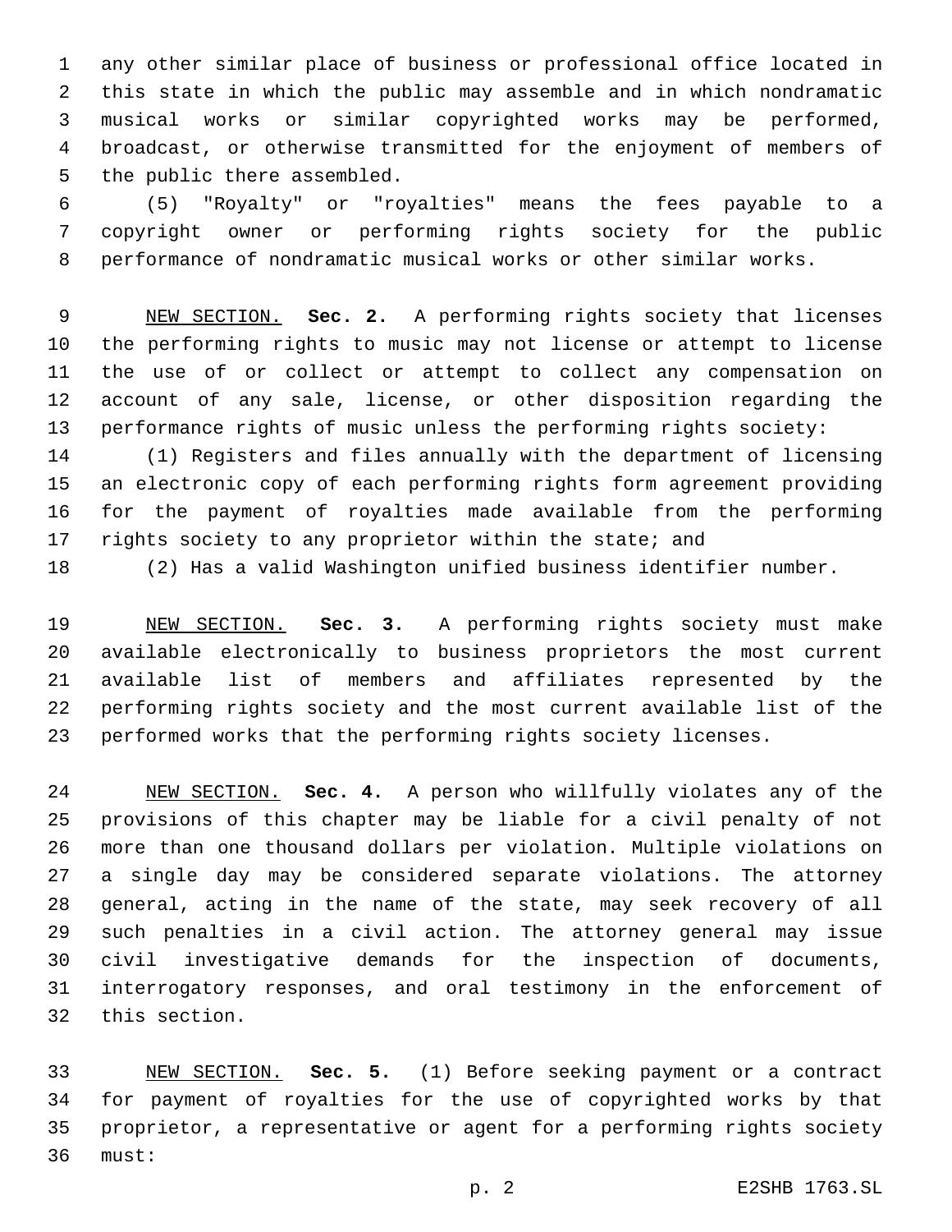any other similar place of business or professional office located in this state in which the public may assemble and in which nondramatic musical works or similar copyrighted works may be performed, broadcast, or otherwise transmitted for the enjoyment of members of the public there assembled.

(5) "Royalty" or "royalties" means the fees payable to a copyright owner or performing rights society for the public performance of nondramatic musical works or other similar works.

NEW SECTION. **Sec. 2.** A performing rights society that licenses the performing rights to music may not license or attempt to license the use of or collect or attempt to collect any compensation on account of any sale, license, or other disposition regarding the performance rights of music unless the performing rights society:

(1) Registers and files annually with the department of licensing an electronic copy of each performing rights form agreement providing for the payment of royalties made available from the performing rights society to any proprietor within the state; and

(2) Has a valid Washington unified business identifier number.

NEW SECTION. **Sec. 3.** A performing rights society must make available electronically to business proprietors the most current available list of members and affiliates represented by the performing rights society and the most current available list of the performed works that the performing rights society licenses.

NEW SECTION. **Sec. 4.** A person who willfully violates any of the provisions of this chapter may be liable for a civil penalty of not more than one thousand dollars per violation. Multiple violations on a single day may be considered separate violations. The attorney general, acting in the name of the state, may seek recovery of all such penalties in a civil action. The attorney general may issue civil investigative demands for the inspection of documents, interrogatory responses, and oral testimony in the enforcement of this section.

NEW SECTION. **Sec. 5.** (1) Before seeking payment or a contract for payment of royalties for the use of copyrighted works by that proprietor, a representative or agent for a performing rights society must: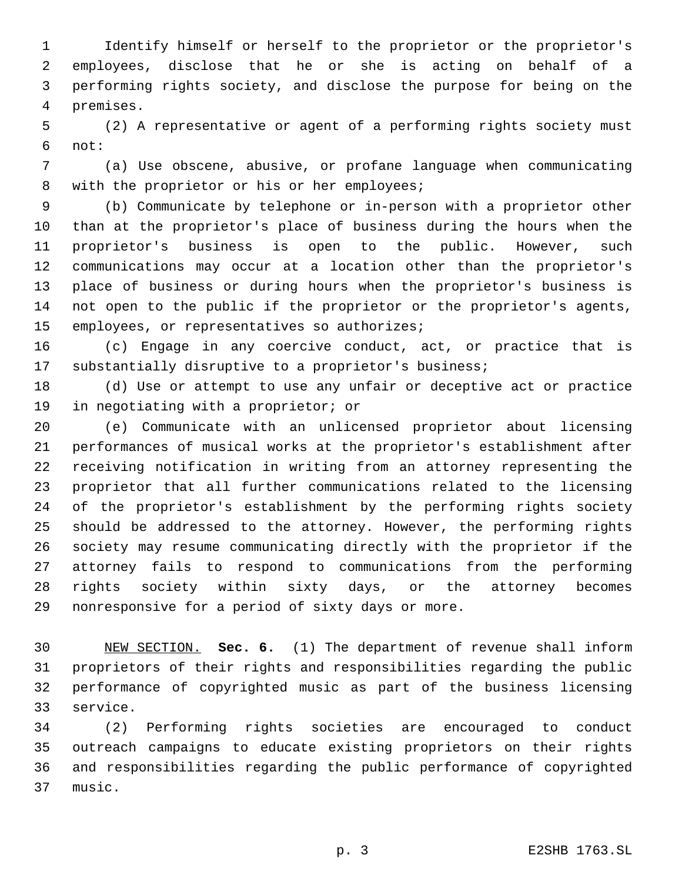Identify himself or herself to the proprietor or the proprietor's employees, disclose that he or she is acting on behalf of a performing rights society, and disclose the purpose for being on the premises.

(2) A representative or agent of a performing rights society must not:

(a) Use obscene, abusive, or profane language when communicating with the proprietor or his or her employees;

(b) Communicate by telephone or in-person with a proprietor other than at the proprietor's place of business during the hours when the proprietor's business is open to the public. However, such communications may occur at a location other than the proprietor's place of business or during hours when the proprietor's business is not open to the public if the proprietor or the proprietor's agents, employees, or representatives so authorizes;

(c) Engage in any coercive conduct, act, or practice that is substantially disruptive to a proprietor's business;

(d) Use or attempt to use any unfair or deceptive act or practice in negotiating with a proprietor; or

(e) Communicate with an unlicensed proprietor about licensing performances of musical works at the proprietor's establishment after receiving notification in writing from an attorney representing the proprietor that all further communications related to the licensing of the proprietor's establishment by the performing rights society should be addressed to the attorney. However, the performing rights society may resume communicating directly with the proprietor if the attorney fails to respond to communications from the performing rights society within sixty days, or the attorney becomes nonresponsive for a period of sixty days or more.

NEW SECTION. **Sec. 6.** (1) The department of revenue shall inform proprietors of their rights and responsibilities regarding the public performance of copyrighted music as part of the business licensing service.

(2) Performing rights societies are encouraged to conduct outreach campaigns to educate existing proprietors on their rights and responsibilities regarding the public performance of copyrighted music.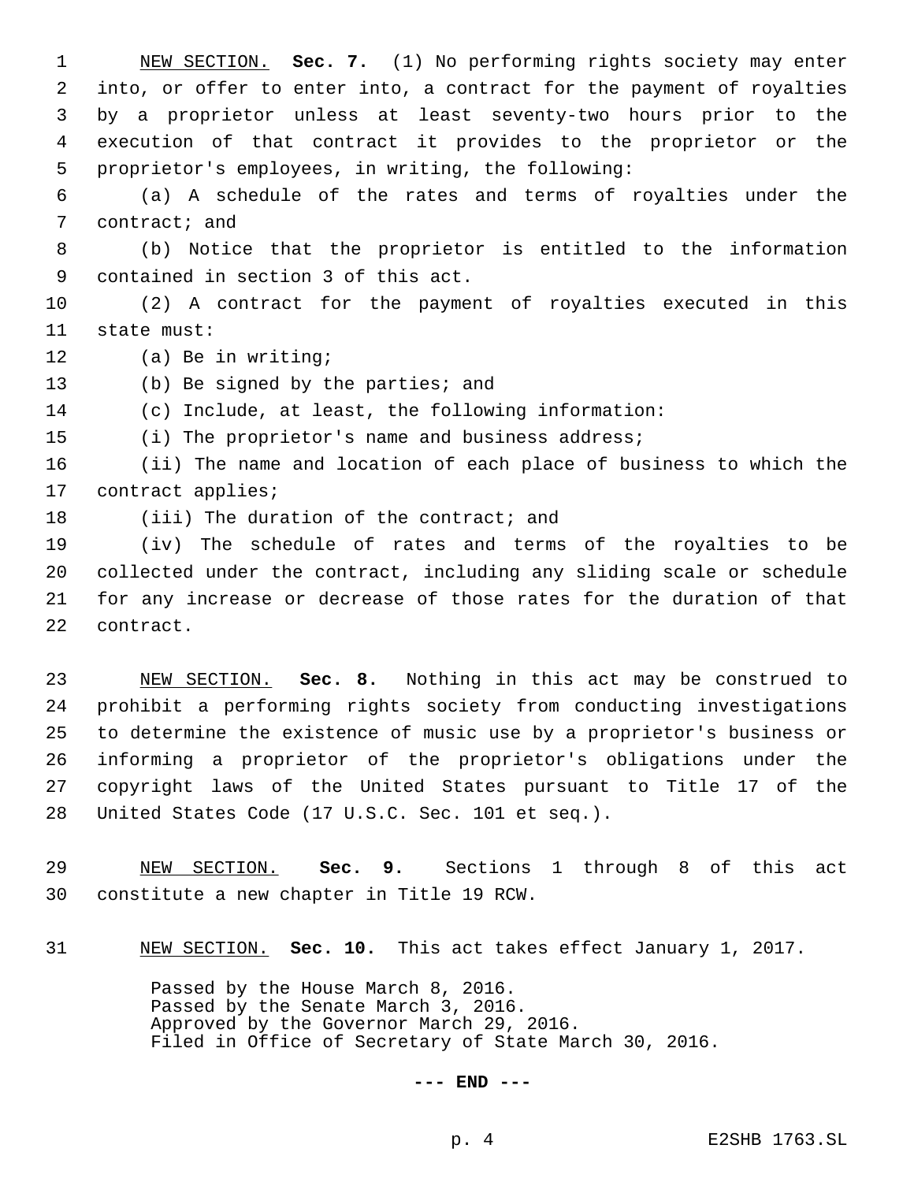NEW SECTION. **Sec. 7.** (1) No performing rights society may enter into, or offer to enter into, a contract for the payment of royalties by a proprietor unless at least seventy-two hours prior to the execution of that contract it provides to the proprietor or the proprietor's employees, in writing, the following:

(a) A schedule of the rates and terms of royalties under the contract; and

(b) Notice that the proprietor is entitled to the information contained in section 3 of this act.

(2) A contract for the payment of royalties executed in this state must:

(a) Be in writing;

(b) Be signed by the parties; and

(c) Include, at least, the following information:

(i) The proprietor's name and business address;

(ii) The name and location of each place of business to which the contract applies;

(iii) The duration of the contract; and

(iv) The schedule of rates and terms of the royalties to be collected under the contract, including any sliding scale or schedule for any increase or decrease of those rates for the duration of that contract.

NEW SECTION. **Sec. 8.** Nothing in this act may be construed to prohibit a performing rights society from conducting investigations to determine the existence of music use by a proprietor's business or informing a proprietor of the proprietor's obligations under the copyright laws of the United States pursuant to Title 17 of the United States Code (17 U.S.C. Sec. 101 et seq.).

NEW SECTION. **Sec. 9.** Sections 1 through 8 of this act constitute a new chapter in Title 19 RCW.

NEW SECTION. **Sec. 10.** This act takes effect January 1, 2017.

Passed by the House March 8, 2016.
Passed by the Senate March 3, 2016.
Approved by the Governor March 29, 2016.
Filed in Office of Secretary of State March 30, 2016.

**--- END ---**